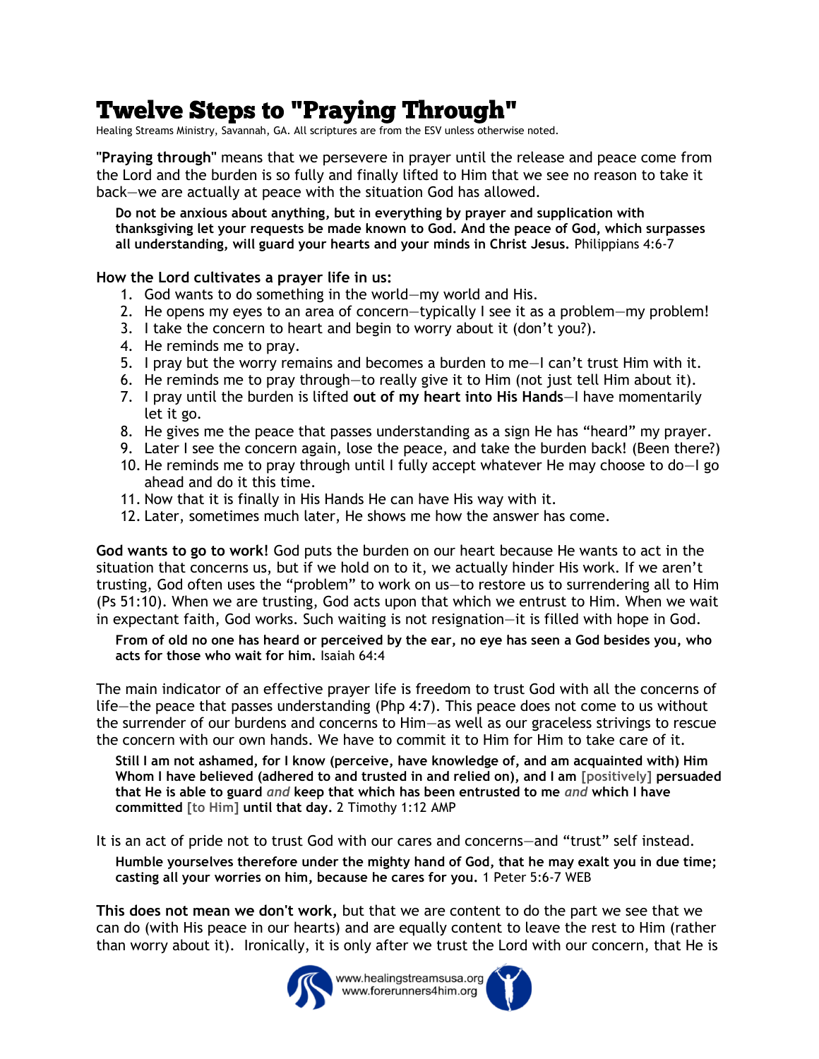# Twelve Steps to "Praying Through"

Healing Streams Ministry, Savannah, GA. All scriptures are from the ESV unless otherwise noted.

**"Praying through"** means that we persevere in prayer until the release and peace come from the Lord and the burden is so fully and finally lifted to Him that we see no reason to take it back—we are actually at peace with the situation God has allowed.

> **Do not be anxious about anything, but in everything by prayer and supplication with thanksgiving let your requests be made known to God. And the peace of God, which surpasses all understanding, will guard your hearts and your minds in Christ Jesus.** Philippians 4:6-7

**How the Lord cultivates a prayer life in us:**

1. God wants to do something in the world—my world and His.
2. He opens my eyes to an area of concern—typically I see it as a problem—my problem!
3. I take the concern to heart and begin to worry about it (don't you?).
4. He reminds me to pray.
5. I pray but the worry remains and becomes a burden to me—I can't trust Him with it.
6. He reminds me to pray through—to really give it to Him (not just tell Him about it).
7. I pray until the burden is lifted **out of my heart into His Hands**—I have momentarily let it go.
8. He gives me the peace that passes understanding as a sign He has "heard" my prayer.
9. Later I see the concern again, lose the peace, and take the burden back! (Been there?)
10. He reminds me to pray through until I fully accept whatever He may choose to do—I go ahead and do it this time.
11. Now that it is finally in His Hands He can have His way with it.
12. Later, sometimes much later, He shows me how the answer has come.

**God wants to go to work!** God puts the burden on our heart because He wants to act in the situation that concerns us, but if we hold on to it, we actually hinder His work. If we aren't trusting, God often uses the "problem" to work on us—to restore us to surrendering all to Him (Ps 51:10). When we are trusting, God acts upon that which we entrust to Him. When we wait in expectant faith, God works. Such waiting is not resignation—it is filled with hope in God.

> **From of old no one has heard or perceived by the ear, no eye has seen a God besides you, who acts for those who wait for him.** Isaiah 64:4

The main indicator of an effective prayer life is freedom to trust God with all the concerns of life—the peace that passes understanding (Php 4:7). This peace does not come to us without the surrender of our burdens and concerns to Him—as well as our graceless strivings to rescue the concern with our own hands. We have to commit it to Him for Him to take care of it.

> **Still I am not ashamed, for I know (perceive, have knowledge of, and am acquainted with) Him Whom I have believed (adhered to and trusted in and relied on), and I am [positively] persuaded that He is able to guard *and* keep that which has been entrusted to me *and* which I have committed [to Him] until that day.** 2 Timothy 1:12 AMP

It is an act of pride not to trust God with our cares and concerns—and "trust" self instead.

> **Humble yourselves therefore under the mighty hand of God, that he may exalt you in due time; casting all your worries on him, because he cares for you.** 1 Peter 5:6-7 WEB

**This does not mean we don't work,** but that we are content to do the part we see that we can do (with His peace in our hearts) and are equally content to leave the rest to Him (rather than worry about it). Ironically, it is only after we trust the Lord with our concern, that He is

www.healingstreamsusa.org
www.forerunners4him.org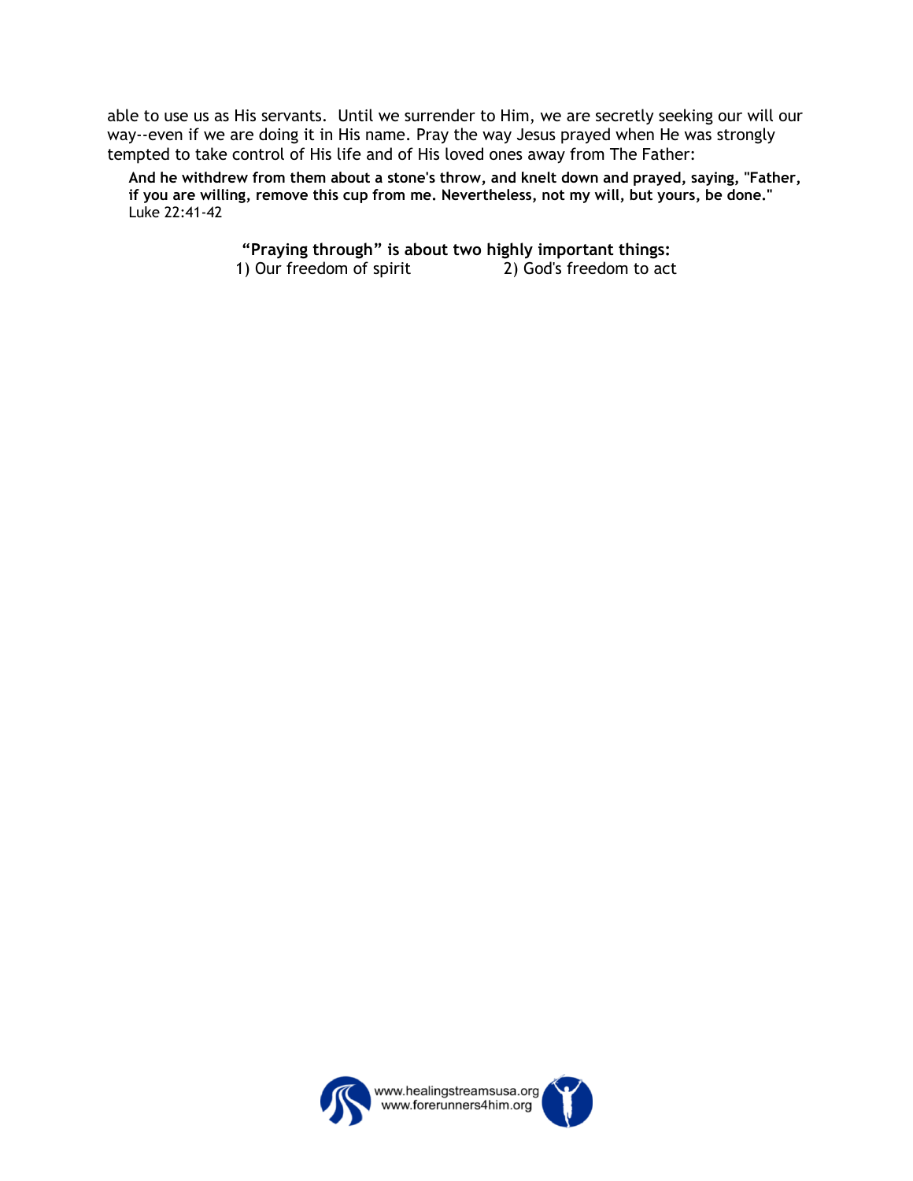able to use us as His servants. Until we surrender to Him, we are secretly seeking our will our way--even if we are doing it in His name. Pray the way Jesus prayed when He was strongly tempted to take control of His life and of His loved ones away from The Father:

> **And he withdrew from them about a stone's throw, and knelt down and prayed, saying, "Father, if you are willing, remove this cup from me. Nevertheless, not my will, but yours, be done."** Luke 22:41-42

**"Praying through" is about two highly important things:**

1) Our freedom of spirit 2) God's freedom to act